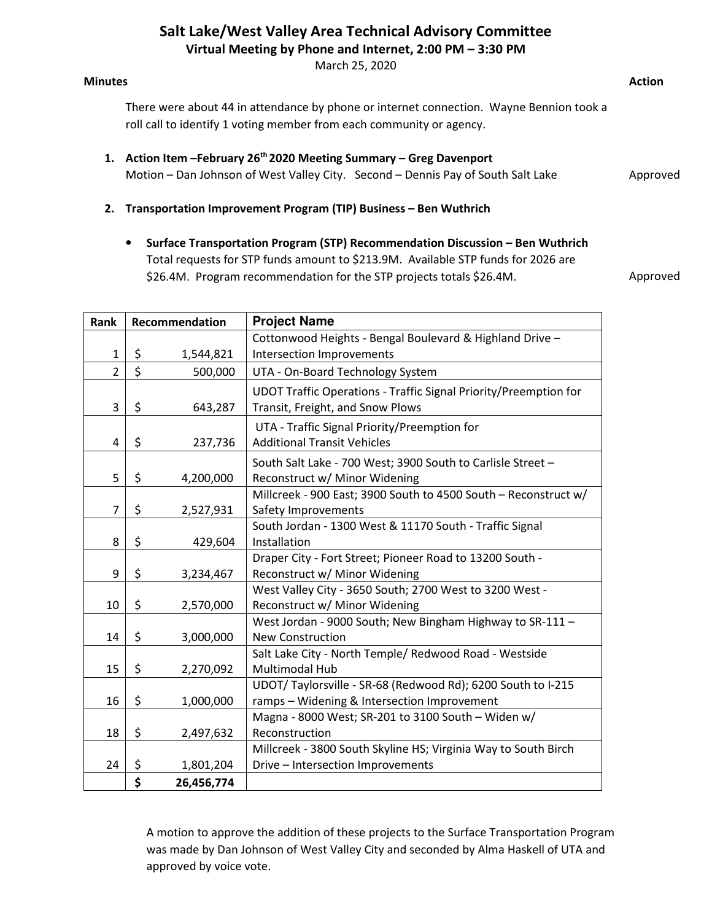# Salt Lake/West Valley Area Technical Advisory Committee

**Virtual Meeting by Phone and Internet, 2:00 PM – 3:30 PM**

March 25, 2020

**Minutes** | **Action**

There were about 44 in attendance by phone or internet connection. Wayne Bennion took a roll call to identify 1 voting member from each community or agency.

1. **Action Item –February 26th 2020 Meeting Summary – Greg Davenport**
   Motion – Dan Johnson of West Valley City. Second – Dennis Pay of South Salt Lake — Approved

2. **Transportation Improvement Program (TIP) Business – Ben Wuthrich**

   - **Surface Transportation Program (STP) Recommendation Discussion – Ben Wuthrich**
     Total requests for STP funds amount to $213.9M. Available STP funds for 2026 are $26.4M. Program recommendation for the STP projects totals $26.4M. — Approved

| Rank | Recommendation | Project Name |
|---|---|---|
| 1 | $ 1,544,821 | Cottonwood Heights - Bengal Boulevard & Highland Drive – Intersection Improvements |
| 2 | $ 500,000 | UTA - On-Board Technology System |
| 3 | $ 643,287 | UDOT Traffic Operations - Traffic Signal Priority/Preemption for Transit, Freight, and Snow Plows |
| 4 | $ 237,736 | UTA - Traffic Signal Priority/Preemption for Additional Transit Vehicles |
| 5 | $ 4,200,000 | South Salt Lake - 700 West; 3900 South to Carlisle Street – Reconstruct w/ Minor Widening |
| 7 | $ 2,527,931 | Millcreek - 900 East; 3900 South to 4500 South – Reconstruct w/ Safety Improvements |
| 8 | $ 429,604 | South Jordan - 1300 West & 11170 South - Traffic Signal Installation |
| 9 | $ 3,234,467 | Draper City - Fort Street; Pioneer Road to 13200 South - Reconstruct w/ Minor Widening |
| 10 | $ 2,570,000 | West Valley City - 3650 South; 2700 West to 3200 West - Reconstruct w/ Minor Widening |
| 14 | $ 3,000,000 | West Jordan - 9000 South; New Bingham Highway to SR-111 – New Construction |
| 15 | $ 2,270,092 | Salt Lake City - North Temple/ Redwood Road - Westside Multimodal Hub |
| 16 | $ 1,000,000 | UDOT/ Taylorsville - SR-68 (Redwood Rd); 6200 South to I-215 ramps – Widening & Intersection Improvement |
| 18 | $ 2,497,632 | Magna - 8000 West; SR-201 to 3100 South – Widen w/ Reconstruction |
| 24 | $ 1,801,204 | Millcreek - 3800 South Skyline HS; Virginia Way to South Birch Drive – Intersection Improvements |
| | **$ 26,456,774** | |

A motion to approve the addition of these projects to the Surface Transportation Program was made by Dan Johnson of West Valley City and seconded by Alma Haskell of UTA and approved by voice vote.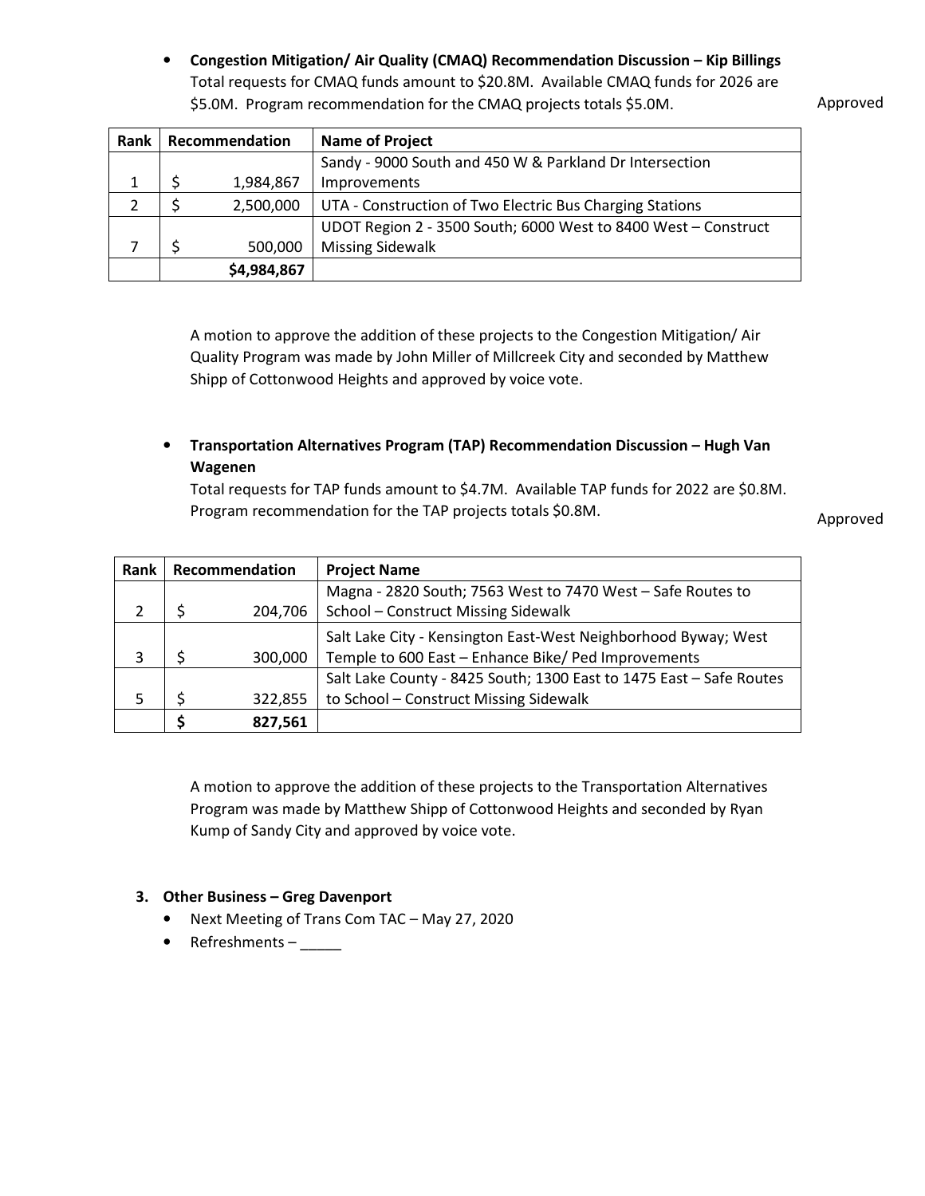- **Congestion Mitigation/ Air Quality (CMAQ) Recommendation Discussion – Kip Billings**
  Total requests for CMAQ funds amount to \$20.8M. Available CMAQ funds for 2026 are \$5.0M. Program recommendation for the CMAQ projects totals \$5.0M.

Approved

| Rank | Recommendation | Name of Project |
|---|---|---|
| 1 | $ 1,984,867 | Sandy - 9000 South and 450 W & Parkland Dr Intersection Improvements |
| 2 | $ 2,500,000 | UTA - Construction of Two Electric Bus Charging Stations |
| 7 | $ 500,000 | UDOT Region 2 - 3500 South; 6000 West to 8400 West – Construct Missing Sidewalk |
| | **$4,984,867** | |

A motion to approve the addition of these projects to the Congestion Mitigation/ Air Quality Program was made by John Miller of Millcreek City and seconded by Matthew Shipp of Cottonwood Heights and approved by voice vote.

- **Transportation Alternatives Program (TAP) Recommendation Discussion – Hugh Van Wagenen**
  Total requests for TAP funds amount to \$4.7M. Available TAP funds for 2022 are \$0.8M. Program recommendation for the TAP projects totals \$0.8M.

Approved

| Rank | Recommendation | Project Name |
|---|---|---|
| 2 | $ 204,706 | Magna - 2820 South; 7563 West to 7470 West – Safe Routes to School – Construct Missing Sidewalk |
| 3 | $ 300,000 | Salt Lake City - Kensington East-West Neighborhood Byway; West Temple to 600 East – Enhance Bike/ Ped Improvements |
| 5 | $ 322,855 | Salt Lake County - 8425 South; 1300 East to 1475 East – Safe Routes to School – Construct Missing Sidewalk |
| | **$ 827,561** | |

A motion to approve the addition of these projects to the Transportation Alternatives Program was made by Matthew Shipp of Cottonwood Heights and seconded by Ryan Kump of Sandy City and approved by voice vote.

**3. Other Business – Greg Davenport**

- Next Meeting of Trans Com TAC – May 27, 2020
- Refreshments – _____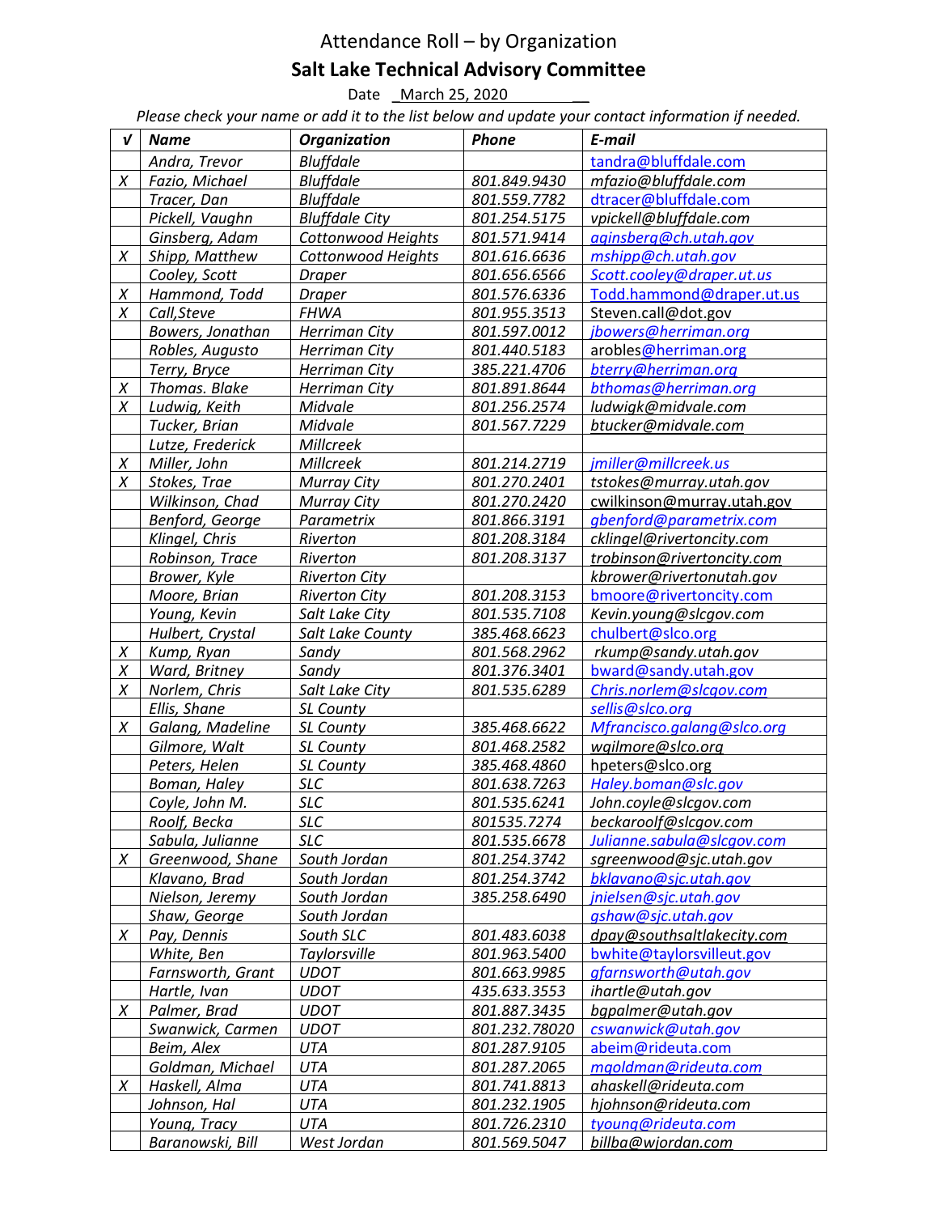# Attendance Roll – by Organization

## Salt Lake Technical Advisory Committee

Date _March 25, 2020 __

*Please check your name or add it to the list below and update your contact information if needed.*

| √ | Name | Organization | Phone | E-mail |
|---|---|---|---|---|
| | Andra, Trevor | Bluffdale | | tandra@bluffdale.com |
| X | Fazio, Michael | Bluffdale | 801.849.9430 | mfazio@bluffdale.com |
| | Tracer, Dan | Bluffdale | 801.559.7782 | dtracer@bluffdale.com |
| | Pickell, Vaughn | Bluffdale City | 801.254.5175 | vpickell@bluffdale.com |
| | Ginsberg, Adam | Cottonwood Heights | 801.571.9414 | aginsberg@ch.utah.gov |
| X | Shipp, Matthew | Cottonwood Heights | 801.616.6636 | mshipp@ch.utah.gov |
| | Cooley, Scott | Draper | 801.656.6566 | Scott.cooley@draper.ut.us |
| X | Hammond, Todd | Draper | 801.576.6336 | Todd.hammond@draper.ut.us |
| X | Call,Steve | FHWA | 801.955.3513 | Steven.call@dot.gov |
| | Bowers, Jonathan | Herriman City | 801.597.0012 | jbowers@herriman.org |
| | Robles, Augusto | Herriman City | 801.440.5183 | arobles@herriman.org |
| | Terry, Bryce | Herriman City | 385.221.4706 | bterry@herriman.org |
| X | Thomas. Blake | Herriman City | 801.891.8644 | bthomas@herriman.org |
| X | Ludwig, Keith | Midvale | 801.256.2574 | ludwigk@midvale.com |
| | Tucker, Brian | Midvale | 801.567.7229 | btucker@midvale.com |
| | Lutze, Frederick | Millcreek | | |
| X | Miller, John | Millcreek | 801.214.2719 | jmiller@millcreek.us |
| X | Stokes, Trae | Murray City | 801.270.2401 | tstokes@murray.utah.gov |
| | Wilkinson, Chad | Murray City | 801.270.2420 | cwilkinson@murray.utah.gov |
| | Benford, George | Parametrix | 801.866.3191 | gbenford@parametrix.com |
| | Klingel, Chris | Riverton | 801.208.3184 | cklingel@rivertoncity.com |
| | Robinson, Trace | Riverton | 801.208.3137 | trobinson@rivertoncity.com |
| | Brower, Kyle | Riverton City | | kbrower@rivertonutah.gov |
| | Moore, Brian | Riverton City | 801.208.3153 | bmoore@rivertoncity.com |
| | Young, Kevin | Salt Lake City | 801.535.7108 | Kevin.young@slcgov.com |
| | Hulbert, Crystal | Salt Lake County | 385.468.6623 | chulbert@slco.org |
| X | Kump, Ryan | Sandy | 801.568.2962 | rkump@sandy.utah.gov |
| X | Ward, Britney | Sandy | 801.376.3401 | bward@sandy.utah.gov |
| X | Norlem, Chris | Salt Lake City | 801.535.6289 | Chris.norlem@slcgov.com |
| | Ellis, Shane | SL County | | sellis@slco.org |
| X | Galang, Madeline | SL County | 385.468.6622 | Mfrancisco.galang@slco.org |
| | Gilmore, Walt | SL County | 801.468.2582 | wgilmore@slco.org |
| | Peters, Helen | SL County | 385.468.4860 | hpeters@slco.org |
| | Boman, Haley | SLC | 801.638.7263 | Haley.boman@slc.gov |
| | Coyle, John M. | SLC | 801.535.6241 | John.coyle@slcgov.com |
| | Roolf, Becka | SLC | 801535.7274 | beckaroolf@slcgov.com |
| | Sabula, Julianne | SLC | 801.535.6678 | Julianne.sabula@slcgov.com |
| X | Greenwood, Shane | South Jordan | 801.254.3742 | sgreenwood@sjc.utah.gov |
| | Klavano, Brad | South Jordan | 801.254.3742 | bklavano@sjc.utah.gov |
| | Nielson, Jeremy | South Jordan | 385.258.6490 | jnielsen@sjc.utah.gov |
| | Shaw, George | South Jordan | | gshaw@sjc.utah.gov |
| X | Pay, Dennis | South SLC | 801.483.6038 | dpay@southsaltlakecity.com |
| | White, Ben | Taylorsville | 801.963.5400 | bwhite@taylorsvilleut.gov |
| | Farnsworth, Grant | UDOT | 801.663.9985 | gfarnsworth@utah.gov |
| | Hartle, Ivan | UDOT | 435.633.3553 | ihartle@utah.gov |
| X | Palmer, Brad | UDOT | 801.887.3435 | bgpalmer@utah.gov |
| | Swanwick, Carmen | UDOT | 801.232.78020 | cswanwick@utah.gov |
| | Beim, Alex | UTA | 801.287.9105 | abeim@rideuta.com |
| | Goldman, Michael | UTA | 801.287.2065 | mgoldman@rideuta.com |
| X | Haskell, Alma | UTA | 801.741.8813 | ahaskell@rideuta.com |
| | Johnson, Hal | UTA | 801.232.1905 | hjohnson@rideuta.com |
| | Young, Tracy | UTA | 801.726.2310 | tyoung@rideuta.com |
| | Baranowski, Bill | West Jordan | 801.569.5047 | billba@wjordan.com |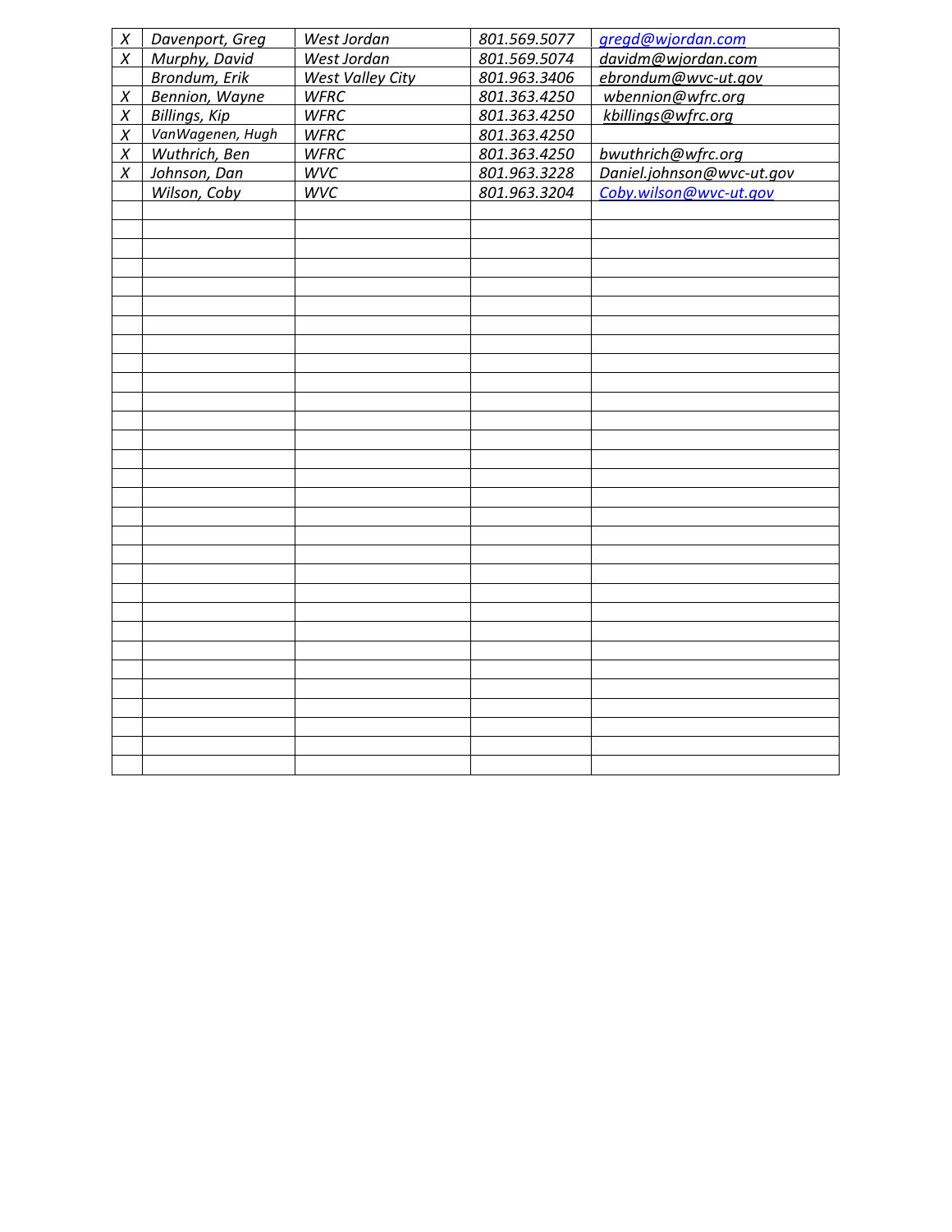| | | | | |
|---|---|---|---|---|
| X | Davenport, Greg | West Jordan | 801.569.5077 | gregd@wjordan.com |
| X | Murphy, David | West Jordan | 801.569.5074 | davidm@wjordan.com |
| | Brondum, Erik | West Valley City | 801.963.3406 | ebrondum@wvc-ut.gov |
| X | Bennion, Wayne | WFRC | 801.363.4250 | wbennion@wfrc.org |
| X | Billings, Kip | WFRC | 801.363.4250 | kbillings@wfrc.org |
| X | VanWagenen, Hugh | WFRC | 801.363.4250 | |
| X | Wuthrich, Ben | WFRC | 801.363.4250 | bwuthrich@wfrc.org |
| X | Johnson, Dan | WVC | 801.963.3228 | Daniel.johnson@wvc-ut.gov |
| | Wilson, Coby | WVC | 801.963.3204 | Coby.wilson@wvc-ut.gov |
| | | | | |
| | | | | |
| | | | | |
| | | | | |
| | | | | |
| | | | | |
| | | | | |
| | | | | |
| | | | | |
| | | | | |
| | | | | |
| | | | | |
| | | | | |
| | | | | |
| | | | | |
| | | | | |
| | | | | |
| | | | | |
| | | | | |
| | | | | |
| | | | | |
| | | | | |
| | | | | |
| | | | | |
| | | | | |
| | | | | |
| | | | | |
| | | | | |
| | | | | |